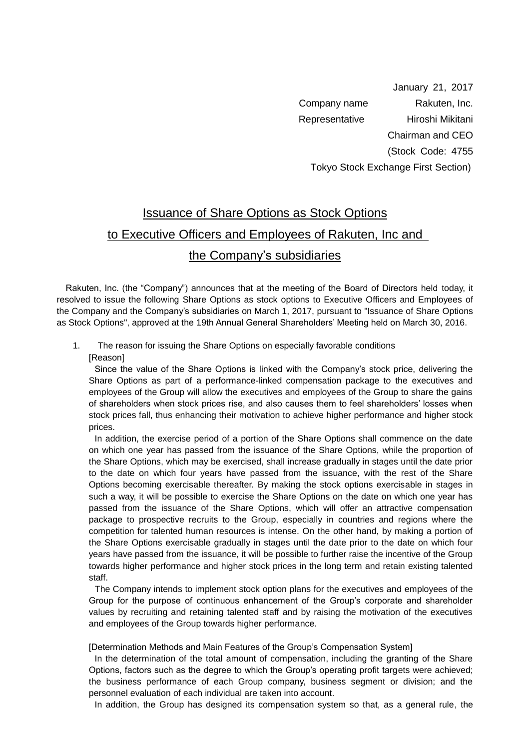January 21, 2017

Company name Rakuten, Inc.

Representative Hiroshi Mikitani

Chairman and CEO

(Stock Code: 4755

Tokyo Stock Exchange First Section)

# Issuance of Share Options as Stock Options to Executive Officers and Employees of Rakuten, Inc and the Company's subsidiaries

Rakuten, Inc. (the "Company") announces that at the meeting of the Board of Directors held today, it resolved to issue the following Share Options as stock options to Executive Officers and Employees of the Company and the Company's subsidiaries on March 1, 2017, pursuant to "Issuance of Share Options as Stock Options", approved at the 19th Annual General Shareholders' Meeting held on March 30, 2016.

1. The reason for issuing the Share Options on especially favorable conditions

[Reason]

Since the value of the Share Options is linked with the Company's stock price, delivering the Share Options as part of a performance-linked compensation package to the executives and employees of the Group will allow the executives and employees of the Group to share the gains of shareholders when stock prices rise, and also causes them to feel shareholders' losses when stock prices fall, thus enhancing their motivation to achieve higher performance and higher stock prices.

In addition, the exercise period of a portion of the Share Options shall commence on the date on which one year has passed from the issuance of the Share Options, while the proportion of the Share Options, which may be exercised, shall increase gradually in stages until the date prior to the date on which four years have passed from the issuance, with the rest of the Share Options becoming exercisable thereafter. By making the stock options exercisable in stages in such a way, it will be possible to exercise the Share Options on the date on which one year has passed from the issuance of the Share Options, which will offer an attractive compensation package to prospective recruits to the Group, especially in countries and regions where the competition for talented human resources is intense. On the other hand, by making a portion of the Share Options exercisable gradually in stages until the date prior to the date on which four years have passed from the issuance, it will be possible to further raise the incentive of the Group towards higher performance and higher stock prices in the long term and retain existing talented staff.

The Company intends to implement stock option plans for the executives and employees of the Group for the purpose of continuous enhancement of the Group's corporate and shareholder values by recruiting and retaining talented staff and by raising the motivation of the executives and employees of the Group towards higher performance.

[Determination Methods and Main Features of the Group's Compensation System]

In the determination of the total amount of compensation, including the granting of the Share Options, factors such as the degree to which the Group's operating profit targets were achieved; the business performance of each Group company, business segment or division; and the personnel evaluation of each individual are taken into account.

In addition, the Group has designed its compensation system so that, as a general rule, the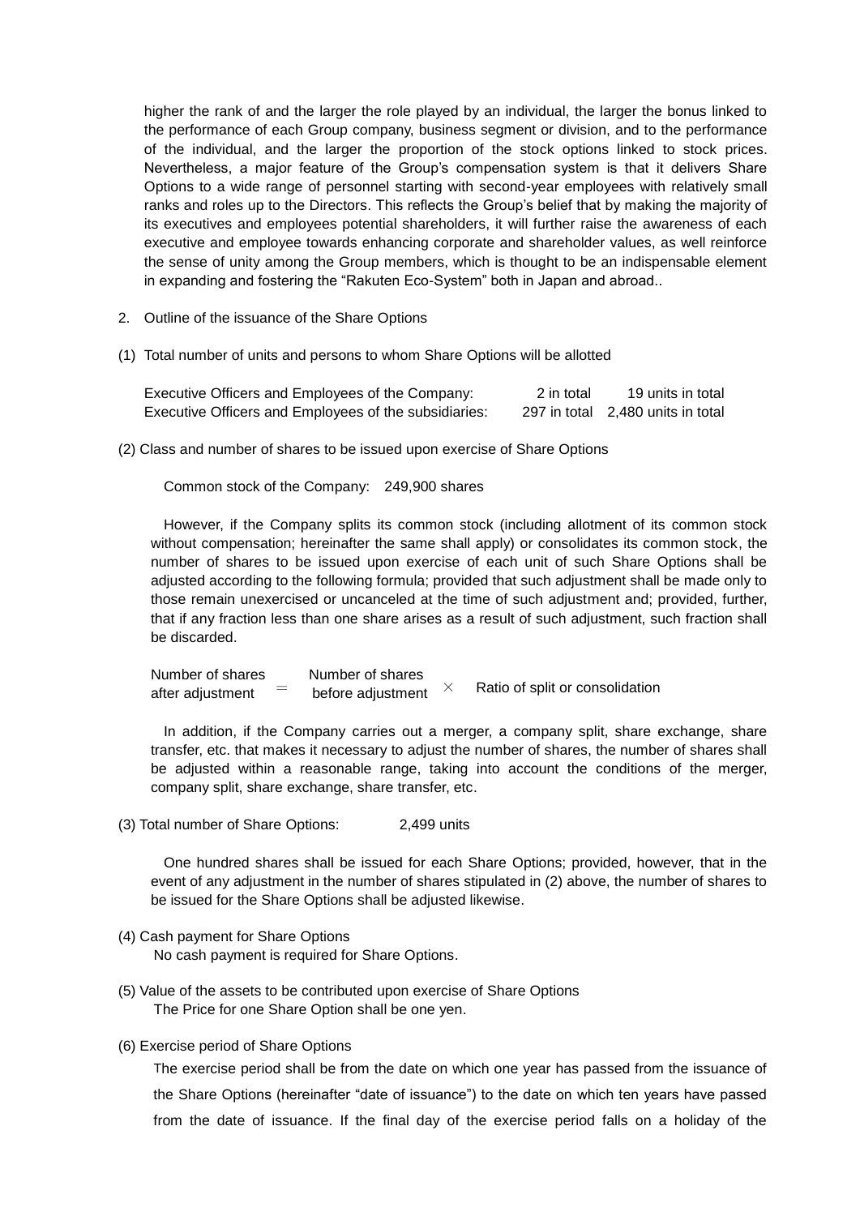higher the rank of and the larger the role played by an individual, the larger the bonus linked to the performance of each Group company, business segment or division, and to the performance of the individual, and the larger the proportion of the stock options linked to stock prices. Nevertheless, a major feature of the Group's compensation system is that it delivers Share Options to a wide range of personnel starting with second-year employees with relatively small ranks and roles up to the Directors. This reflects the Group's belief that by making the majority of its executives and employees potential shareholders, it will further raise the awareness of each executive and employee towards enhancing corporate and shareholder values, as well reinforce the sense of unity among the Group members, which is thought to be an indispensable element in expanding and fostering the "Rakuten Eco-System" both in Japan and abroad..

2. Outline of the issuance of the Share Options

(1) Total number of units and persons to whom Share Options will be allotted

| | | |
|---|---|---|
| Executive Officers and Employees of the Company: | 2 in total | 19 units in total |
| Executive Officers and Employees of the subsidiaries: | 297 in total | 2,480 units in total |

(2) Class and number of shares to be issued upon exercise of Share Options

Common stock of the Company: 249,900 shares

However, if the Company splits its common stock (including allotment of its common stock without compensation; hereinafter the same shall apply) or consolidates its common stock, the number of shares to be issued upon exercise of each unit of such Share Options shall be adjusted according to the following formula; provided that such adjustment shall be made only to those remain unexercised or uncanceled at the time of such adjustment and; provided, further, that if any fraction less than one share arises as a result of such adjustment, such fraction shall be discarded.

$$\text{Number of shares after adjustment} = \text{Number of shares before adjustment} \times \text{Ratio of split or consolidation}$$

In addition, if the Company carries out a merger, a company split, share exchange, share transfer, etc. that makes it necessary to adjust the number of shares, the number of shares shall be adjusted within a reasonable range, taking into account the conditions of the merger, company split, share exchange, share transfer, etc.

(3) Total number of Share Options: 2,499 units

One hundred shares shall be issued for each Share Options; provided, however, that in the event of any adjustment in the number of shares stipulated in (2) above, the number of shares to be issued for the Share Options shall be adjusted likewise.

(4) Cash payment for Share Options

No cash payment is required for Share Options.

(5) Value of the assets to be contributed upon exercise of Share Options

The Price for one Share Option shall be one yen.

(6) Exercise period of Share Options

The exercise period shall be from the date on which one year has passed from the issuance of the Share Options (hereinafter "date of issuance") to the date on which ten years have passed from the date of issuance. If the final day of the exercise period falls on a holiday of the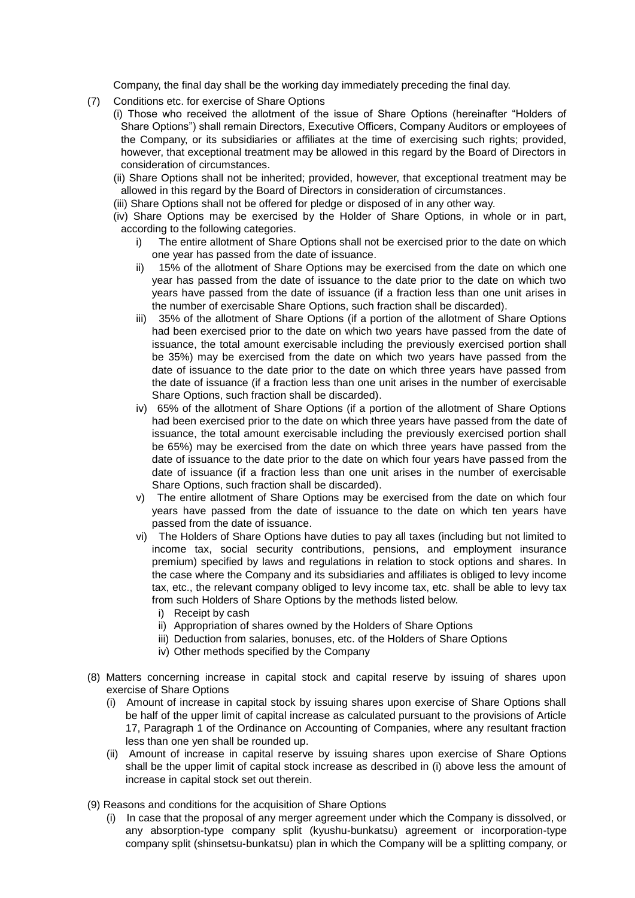Company, the final day shall be the working day immediately preceding the final day.

(7) Conditions etc. for exercise of Share Options

(i) Those who received the allotment of the issue of Share Options (hereinafter "Holders of Share Options") shall remain Directors, Executive Officers, Company Auditors or employees of the Company, or its subsidiaries or affiliates at the time of exercising such rights; provided, however, that exceptional treatment may be allowed in this regard by the Board of Directors in consideration of circumstances.

(ii) Share Options shall not be inherited; provided, however, that exceptional treatment may be allowed in this regard by the Board of Directors in consideration of circumstances.

(iii) Share Options shall not be offered for pledge or disposed of in any other way.

(iv) Share Options may be exercised by the Holder of Share Options, in whole or in part, according to the following categories.

i) The entire allotment of Share Options shall not be exercised prior to the date on which one year has passed from the date of issuance.

ii) 15% of the allotment of Share Options may be exercised from the date on which one year has passed from the date of issuance to the date prior to the date on which two years have passed from the date of issuance (if a fraction less than one unit arises in the number of exercisable Share Options, such fraction shall be discarded).

iii) 35% of the allotment of Share Options (if a portion of the allotment of Share Options had been exercised prior to the date on which two years have passed from the date of issuance, the total amount exercisable including the previously exercised portion shall be 35%) may be exercised from the date on which two years have passed from the date of issuance to the date prior to the date on which three years have passed from the date of issuance (if a fraction less than one unit arises in the number of exercisable Share Options, such fraction shall be discarded).

iv) 65% of the allotment of Share Options (if a portion of the allotment of Share Options had been exercised prior to the date on which three years have passed from the date of issuance, the total amount exercisable including the previously exercised portion shall be 65%) may be exercised from the date on which three years have passed from the date of issuance to the date prior to the date on which four years have passed from the date of issuance (if a fraction less than one unit arises in the number of exercisable Share Options, such fraction shall be discarded).

v) The entire allotment of Share Options may be exercised from the date on which four years have passed from the date of issuance to the date on which ten years have passed from the date of issuance.

vi) The Holders of Share Options have duties to pay all taxes (including but not limited to income tax, social security contributions, pensions, and employment insurance premium) specified by laws and regulations in relation to stock options and shares. In the case where the Company and its subsidiaries and affiliates is obliged to levy income tax, etc., the relevant company obliged to levy income tax, etc. shall be able to levy tax from such Holders of Share Options by the methods listed below.

i) Receipt by cash

ii) Appropriation of shares owned by the Holders of Share Options

iii) Deduction from salaries, bonuses, etc. of the Holders of Share Options

iv) Other methods specified by the Company

(8) Matters concerning increase in capital stock and capital reserve by issuing of shares upon exercise of Share Options

(i) Amount of increase in capital stock by issuing shares upon exercise of Share Options shall be half of the upper limit of capital increase as calculated pursuant to the provisions of Article 17, Paragraph 1 of the Ordinance on Accounting of Companies, where any resultant fraction less than one yen shall be rounded up.

(ii) Amount of increase in capital reserve by issuing shares upon exercise of Share Options shall be the upper limit of capital stock increase as described in (i) above less the amount of increase in capital stock set out therein.

(9) Reasons and conditions for the acquisition of Share Options

(i) In case that the proposal of any merger agreement under which the Company is dissolved, or any absorption-type company split (kyushu-bunkatsu) agreement or incorporation-type company split (shinsetsu-bunkatsu) plan in which the Company will be a splitting company, or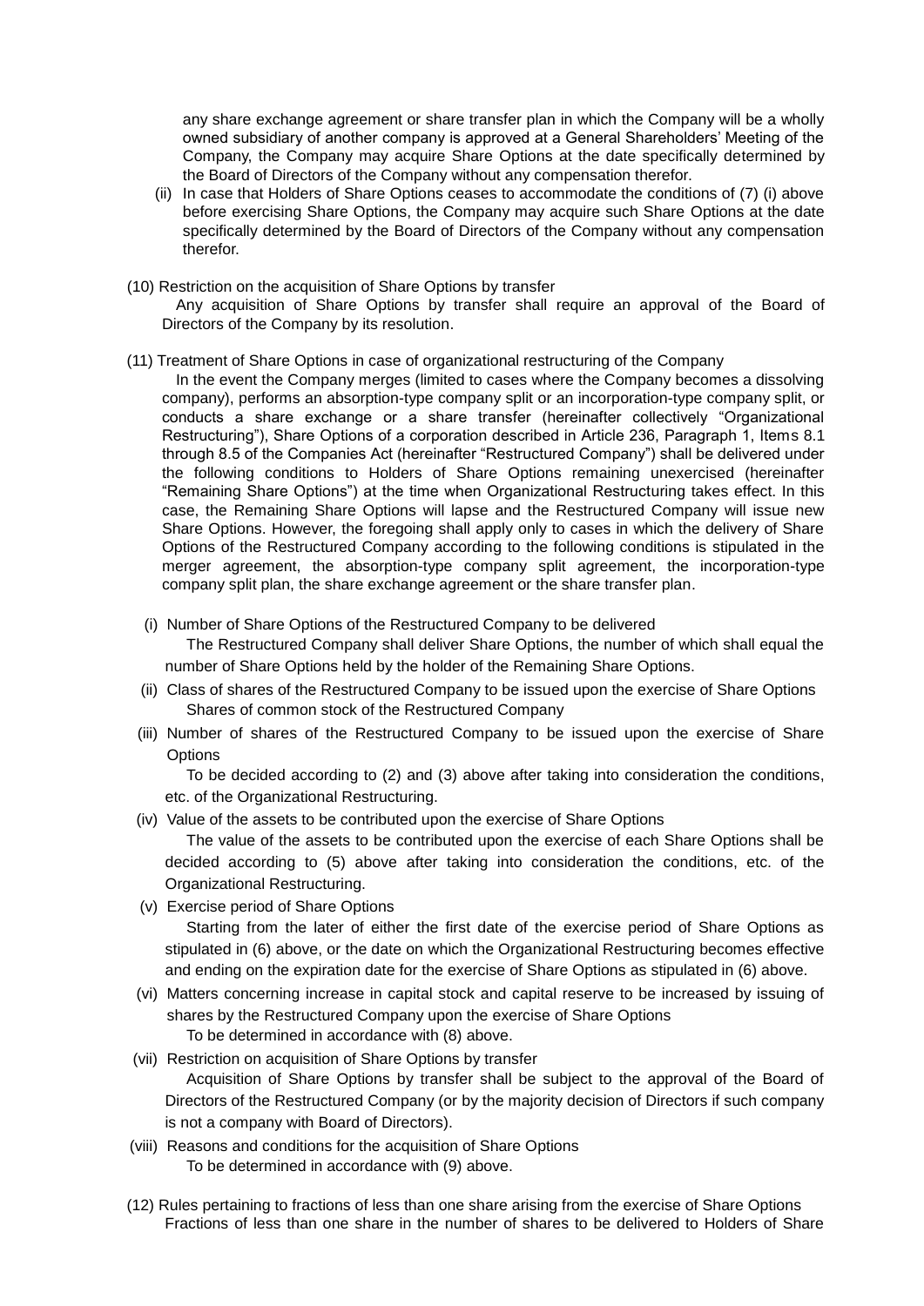any share exchange agreement or share transfer plan in which the Company will be a wholly owned subsidiary of another company is approved at a General Shareholders' Meeting of the Company, the Company may acquire Share Options at the date specifically determined by the Board of Directors of the Company without any compensation therefor.

(ii) In case that Holders of Share Options ceases to accommodate the conditions of (7) (i) above before exercising Share Options, the Company may acquire such Share Options at the date specifically determined by the Board of Directors of the Company without any compensation therefor.

(10) Restriction on the acquisition of Share Options by transfer

Any acquisition of Share Options by transfer shall require an approval of the Board of Directors of the Company by its resolution.

(11) Treatment of Share Options in case of organizational restructuring of the Company

In the event the Company merges (limited to cases where the Company becomes a dissolving company), performs an absorption-type company split or an incorporation-type company split, or conducts a share exchange or a share transfer (hereinafter collectively "Organizational Restructuring"), Share Options of a corporation described in Article 236, Paragraph 1, Items 8.1 through 8.5 of the Companies Act (hereinafter "Restructured Company") shall be delivered under the following conditions to Holders of Share Options remaining unexercised (hereinafter "Remaining Share Options") at the time when Organizational Restructuring takes effect. In this case, the Remaining Share Options will lapse and the Restructured Company will issue new Share Options. However, the foregoing shall apply only to cases in which the delivery of Share Options of the Restructured Company according to the following conditions is stipulated in the merger agreement, the absorption-type company split agreement, the incorporation-type company split plan, the share exchange agreement or the share transfer plan.

(i) Number of Share Options of the Restructured Company to be delivered

The Restructured Company shall deliver Share Options, the number of which shall equal the number of Share Options held by the holder of the Remaining Share Options.

(ii) Class of shares of the Restructured Company to be issued upon the exercise of Share Options

Shares of common stock of the Restructured Company

(iii) Number of shares of the Restructured Company to be issued upon the exercise of Share Options

To be decided according to (2) and (3) above after taking into consideration the conditions, etc. of the Organizational Restructuring.

(iv) Value of the assets to be contributed upon the exercise of Share Options

The value of the assets to be contributed upon the exercise of each Share Options shall be decided according to (5) above after taking into consideration the conditions, etc. of the Organizational Restructuring.

(v) Exercise period of Share Options

Starting from the later of either the first date of the exercise period of Share Options as stipulated in (6) above, or the date on which the Organizational Restructuring becomes effective and ending on the expiration date for the exercise of Share Options as stipulated in (6) above.

(vi) Matters concerning increase in capital stock and capital reserve to be increased by issuing of shares by the Restructured Company upon the exercise of Share Options

To be determined in accordance with (8) above.

(vii) Restriction on acquisition of Share Options by transfer

Acquisition of Share Options by transfer shall be subject to the approval of the Board of Directors of the Restructured Company (or by the majority decision of Directors if such company is not a company with Board of Directors).

(viii) Reasons and conditions for the acquisition of Share Options

To be determined in accordance with (9) above.

(12) Rules pertaining to fractions of less than one share arising from the exercise of Share Options

Fractions of less than one share in the number of shares to be delivered to Holders of Share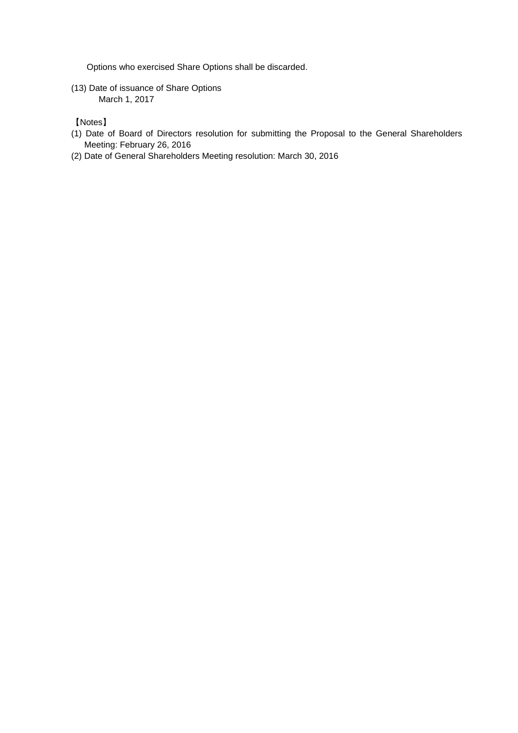Options who exercised Share Options shall be discarded.

(13) Date of issuance of Share Options
March 1, 2017

【Notes】

(1) Date of Board of Directors resolution for submitting the Proposal to the General Shareholders Meeting: February 26, 2016
(2) Date of General Shareholders Meeting resolution: March 30, 2016